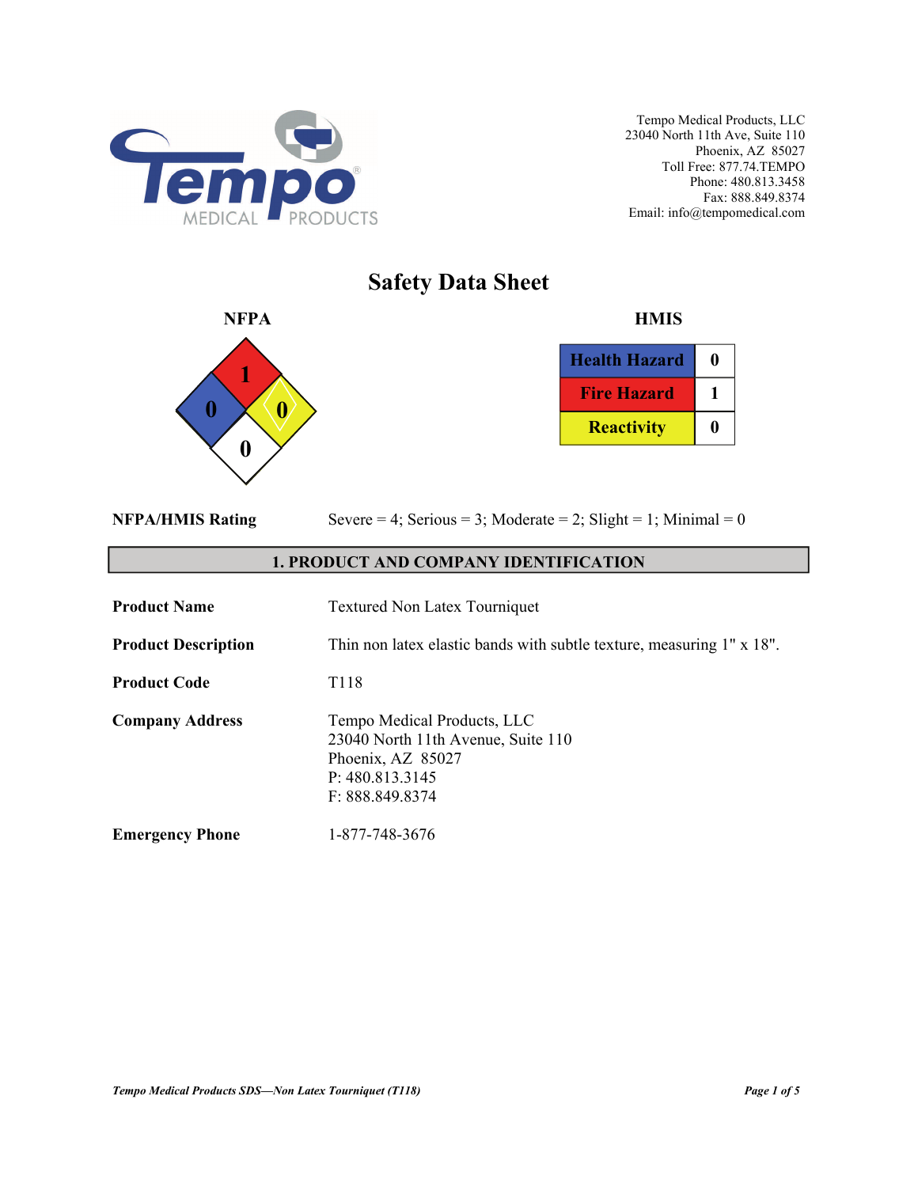Tempo Medical Products, LLC
23040 North 11th Ave, Suite 110
Phoenix, AZ 85027
Toll Free: 877.74.TEMPO
Phone: 480.813.3458
Fax: 888.849.8374
Email: info@tempomedical.com

# Safety Data Sheet

**NFPA**

| Category | Rating |
|---|---|
| Health (blue) | 0 |
| Fire (red) | 1 |
| Reactivity (yellow) | 0 |
| Special (white) | 0 |

**HMIS**

| Hazard | Rating |
|---|---|
| Health Hazard | 0 |
| Fire Hazard | 1 |
| Reactivity | 0 |

**NFPA/HMIS Rating** Severe = 4; Serious = 3; Moderate = 2; Slight = 1; Minimal = 0

## 1. PRODUCT AND COMPANY IDENTIFICATION

**Product Name** Textured Non Latex Tourniquet

**Product Description** Thin non latex elastic bands with subtle texture, measuring 1" x 18".

**Product Code** T118

**Company Address** Tempo Medical Products, LLC
23040 North 11th Avenue, Suite 110
Phoenix, AZ 85027
P: 480.813.3145
F: 888.849.8374

**Emergency Phone** 1-877-748-3676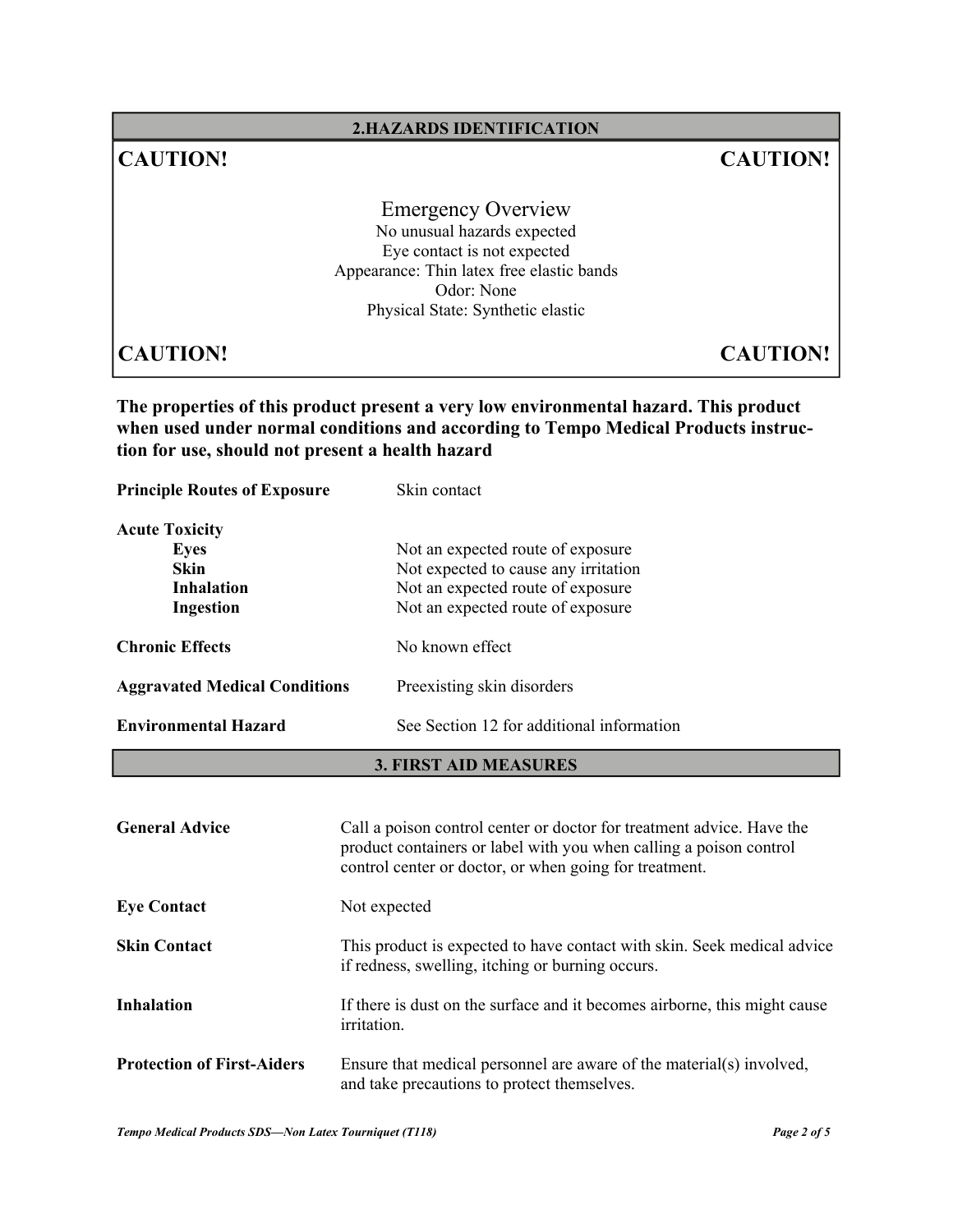## 2.HAZARDS IDENTIFICATION

**CAUTION!** **CAUTION!**

Emergency Overview

No unusual hazards expected

Eye contact is not expected

Appearance: Thin latex free elastic bands

Odor: None

Physical State: Synthetic elastic

**CAUTION!** **CAUTION!**

**The properties of this product present a very low environmental hazard. This product when used under normal conditions and according to Tempo Medical Products instruction for use, should not present a health hazard**

**Principle Routes of Exposure** Skin contact

**Acute Toxicity**

- **Eyes** Not an expected route of exposure
- **Skin** Not expected to cause any irritation
- **Inhalation** Not an expected route of exposure
- **Ingestion** Not an expected route of exposure

**Chronic Effects** No known effect

**Aggravated Medical Conditions** Preexisting skin disorders

**Environmental Hazard** See Section 12 for additional information

## 3. FIRST AID MEASURES

**General Advice** Call a poison control center or doctor for treatment advice. Have the product containers or label with you when calling a poison control control center or doctor, or when going for treatment.

**Eye Contact** Not expected

**Skin Contact** This product is expected to have contact with skin. Seek medical advice if redness, swelling, itching or burning occurs.

**Inhalation** If there is dust on the surface and it becomes airborne, this might cause irritation.

**Protection of First-Aiders** Ensure that medical personnel are aware of the material(s) involved, and take precautions to protect themselves.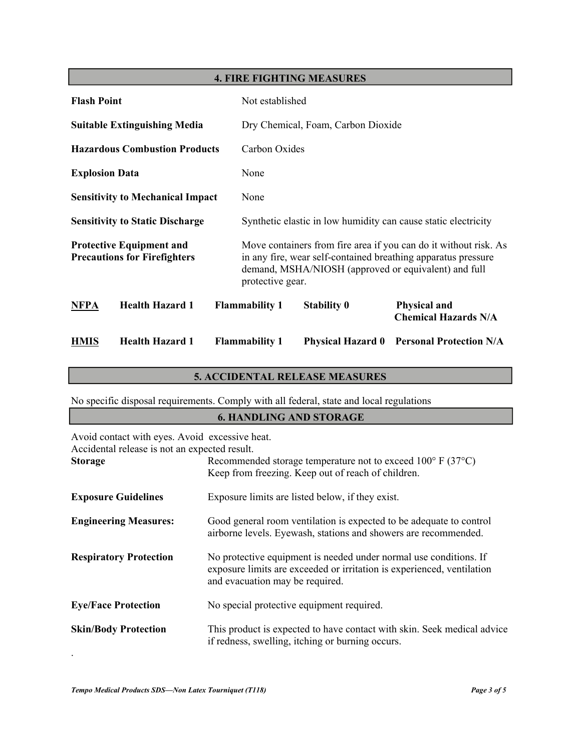## 4. FIRE FIGHTING MEASURES

| | |
|---|---|
| **Flash Point** | Not established |
| **Suitable Extinguishing Media** | Dry Chemical, Foam, Carbon Dioxide |
| **Hazardous Combustion Products** | Carbon Oxides |
| **Explosion Data** | None |
| **Sensitivity to Mechanical Impact** | None |
| **Sensitivity to Static Discharge** | Synthetic elastic in low humidity can cause static electricity |
| **Protective Equipment and Precautions for Firefighters** | Move containers from fire area if you can do it without risk. As in any fire, wear self-contained breathing apparatus pressure demand, MSHA/NIOSH (approved or equivalent) and full protective gear. |

| | | | | |
|---|---|---|---|---|
| **NFPA** | **Health Hazard 1** | **Flammability 1** | **Stability 0** | **Physical and Chemical Hazards N/A** |
| **HMIS** | **Health Hazard 1** | **Flammability 1** | **Physical Hazard 0** | **Personal Protection N/A** |

## 5. ACCIDENTAL RELEASE MEASURES

No specific disposal requirements. Comply with all federal, state and local regulations

## 6. HANDLING AND STORAGE

Avoid contact with eyes. Avoid excessive heat.
Accidental release is not an expected result.

| | |
|---|---|
| **Storage** | Recommended storage temperature not to exceed 100° F (37°C) Keep from freezing. Keep out of reach of children. |
| **Exposure Guidelines** | Exposure limits are listed below, if they exist. |
| **Engineering Measures:** | Good general room ventilation is expected to be adequate to control airborne levels. Eyewash, stations and showers are recommended. |
| **Respiratory Protection** | No protective equipment is needed under normal use conditions. If exposure limits are exceeded or irritation is experienced, ventilation and evacuation may be required. |
| **Eye/Face Protection** | No special protective equipment required. |
| **Skin/Body Protection** | This product is expected to have contact with skin. Seek medical advice if redness, swelling, itching or burning occurs. |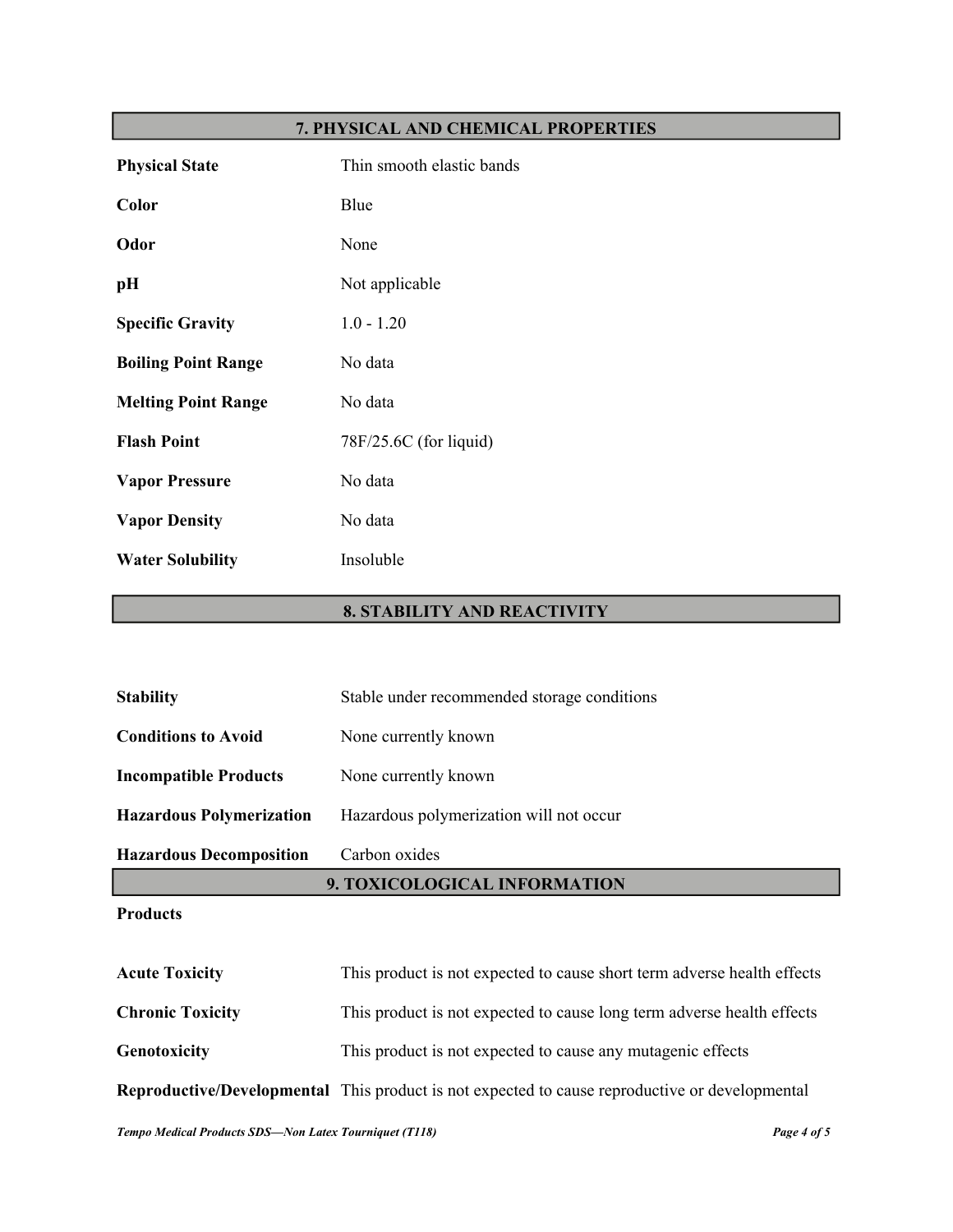## 7. PHYSICAL AND CHEMICAL PROPERTIES

| | |
|---|---|
| **Physical State** | Thin smooth elastic bands |
| **Color** | Blue |
| **Odor** | None |
| **pH** | Not applicable |
| **Specific Gravity** | 1.0 - 1.20 |
| **Boiling Point Range** | No data |
| **Melting Point Range** | No data |
| **Flash Point** | 78F/25.6C (for liquid) |
| **Vapor Pressure** | No data |
| **Vapor Density** | No data |
| **Water Solubility** | Insoluble |

## 8. STABILITY AND REACTIVITY

| | |
|---|---|
| **Stability** | Stable under recommended storage conditions |
| **Conditions to Avoid** | None currently known |
| **Incompatible Products** | None currently known |
| **Hazardous Polymerization** | Hazardous polymerization will not occur |
| **Hazardous Decomposition** | Carbon oxides |

## 9. TOXICOLOGICAL INFORMATION

**Products**

| | |
|---|---|
| **Acute Toxicity** | This product is not expected to cause short term adverse health effects |
| **Chronic Toxicity** | This product is not expected to cause long term adverse health effects |
| **Genotoxicity** | This product is not expected to cause any mutagenic effects |
| **Reproductive/Developmental** | This product is not expected to cause reproductive or developmental |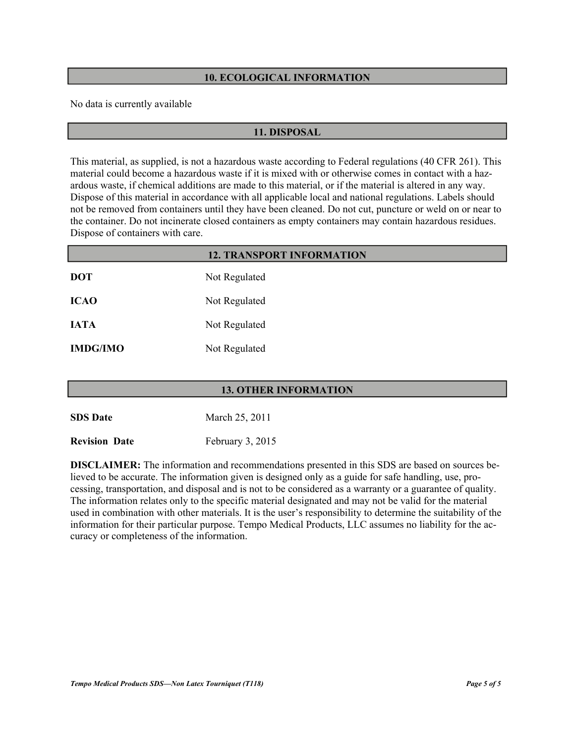## 10. ECOLOGICAL INFORMATION

No data is currently available

## 11. DISPOSAL

This material, as supplied, is not a hazardous waste according to Federal regulations (40 CFR 261). This material could become a hazardous waste if it is mixed with or otherwise comes in contact with a hazardous waste, if chemical additions are made to this material, or if the material is altered in any way. Dispose of this material in accordance with all applicable local and national regulations. Labels should not be removed from containers until they have been cleaned. Do not cut, puncture or weld on or near to the container. Do not incinerate closed containers as empty containers may contain hazardous residues. Dispose of containers with care.

## 12. TRANSPORT INFORMATION

| | |
|---|---|
| **DOT** | Not Regulated |
| **ICAO** | Not Regulated |
| **IATA** | Not Regulated |
| **IMDG/IMO** | Not Regulated |

## 13. OTHER INFORMATION

| | |
|---|---|
| **SDS Date** | March 25, 2011 |
| **Revision Date** | February 3, 2015 |

**DISCLAIMER:** The information and recommendations presented in this SDS are based on sources believed to be accurate. The information given is designed only as a guide for safe handling, use, processing, transportation, and disposal and is not to be considered as a warranty or a guarantee of quality. The information relates only to the specific material designated and may not be valid for the material used in combination with other materials. It is the user's responsibility to determine the suitability of the information for their particular purpose. Tempo Medical Products, LLC assumes no liability for the accuracy or completeness of the information.